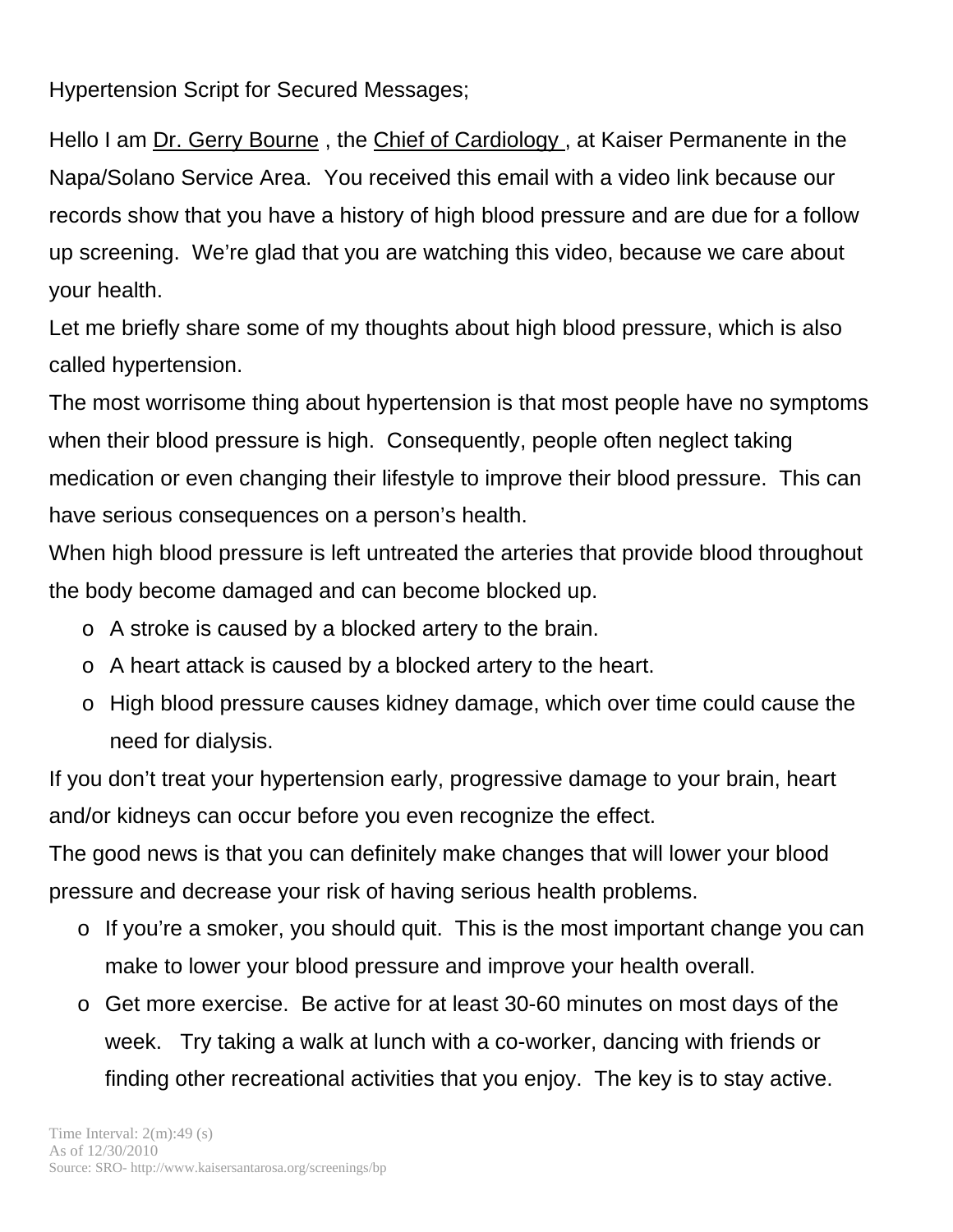Hypertension Script for Secured Messages;

Hello I am Dr. Gerry Bourne , the Chief of Cardiology , at Kaiser Permanente in the Napa/Solano Service Area. You received this email with a video link because our records show that you have a history of high blood pressure and are due for a follow up screening. We're glad that you are watching this video, because we care about your health.

Let me briefly share some of my thoughts about high blood pressure, which is also called hypertension.

The most worrisome thing about hypertension is that most people have no symptoms when their blood pressure is high. Consequently, people often neglect taking medication or even changing their lifestyle to improve their blood pressure. This can have serious consequences on a person's health.

When high blood pressure is left untreated the arteries that provide blood throughout the body become damaged and can become blocked up.

- A stroke is caused by a blocked artery to the brain.
- A heart attack is caused by a blocked artery to the heart.
- High blood pressure causes kidney damage, which over time could cause the need for dialysis.

If you don't treat your hypertension early, progressive damage to your brain, heart and/or kidneys can occur before you even recognize the effect.

The good news is that you can definitely make changes that will lower your blood pressure and decrease your risk of having serious health problems.

- If you're a smoker, you should quit. This is the most important change you can make to lower your blood pressure and improve your health overall.
- Get more exercise. Be active for at least 30-60 minutes on most days of the week. Try taking a walk at lunch with a co-worker, dancing with friends or finding other recreational activities that you enjoy. The key is to stay active.

Time Interval: 2(m):49 (s)
As of 12/30/2010
Source: SRO- http://www.kaisersantarosa.org/screenings/bp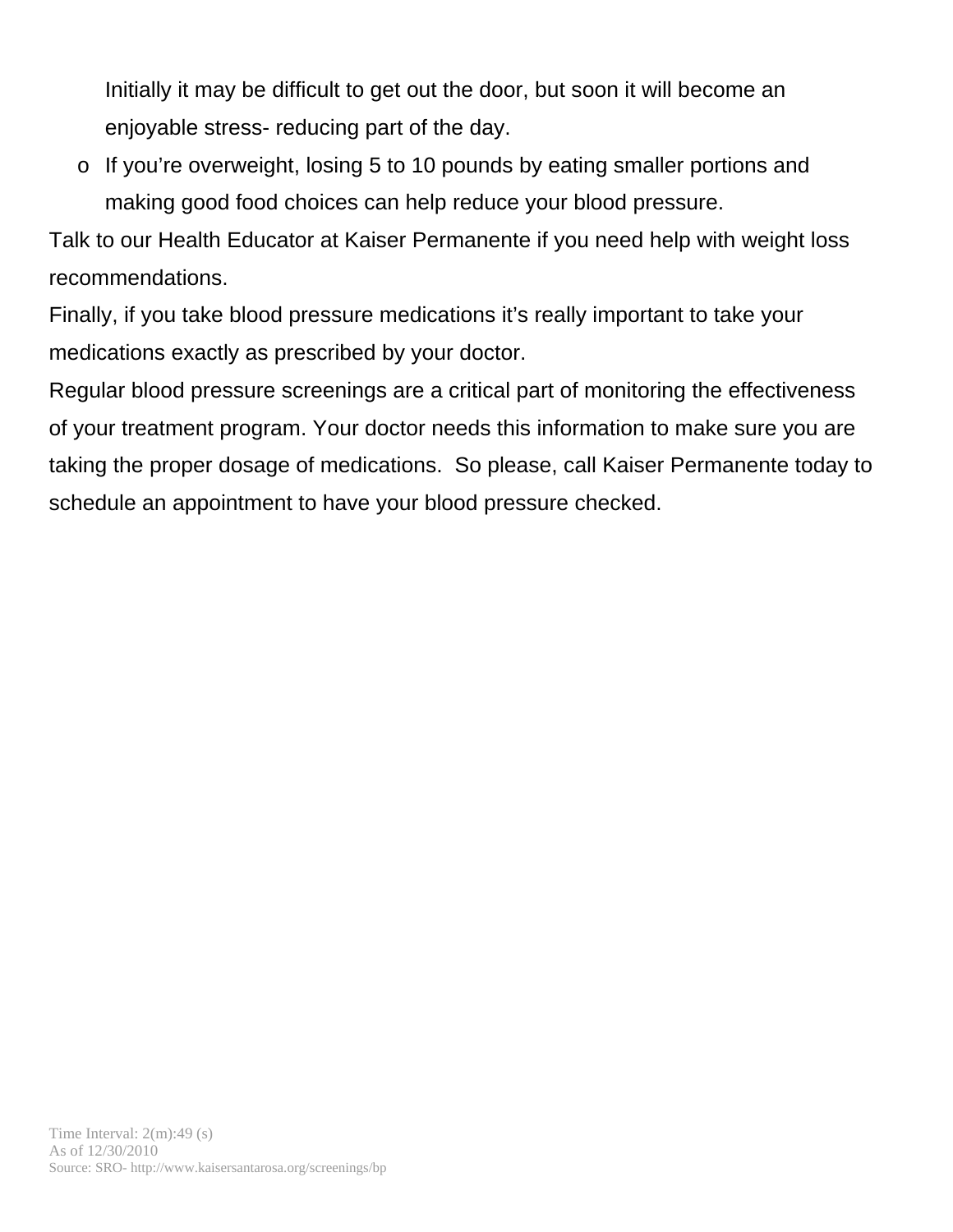Initially it may be difficult to get out the door, but soon it will become an enjoyable stress- reducing part of the day.

- If you're overweight, losing 5 to 10 pounds by eating smaller portions and making good food choices can help reduce your blood pressure.

Talk to our Health Educator at Kaiser Permanente if you need help with weight loss recommendations.

Finally, if you take blood pressure medications it's really important to take your medications exactly as prescribed by your doctor.

Regular blood pressure screenings are a critical part of monitoring the effectiveness of your treatment program. Your doctor needs this information to make sure you are taking the proper dosage of medications. So please, call Kaiser Permanente today to schedule an appointment to have your blood pressure checked.

Time Interval: 2(m):49 (s)
As of 12/30/2010
Source: SRO- http://www.kaisersantarosa.org/screenings/bp